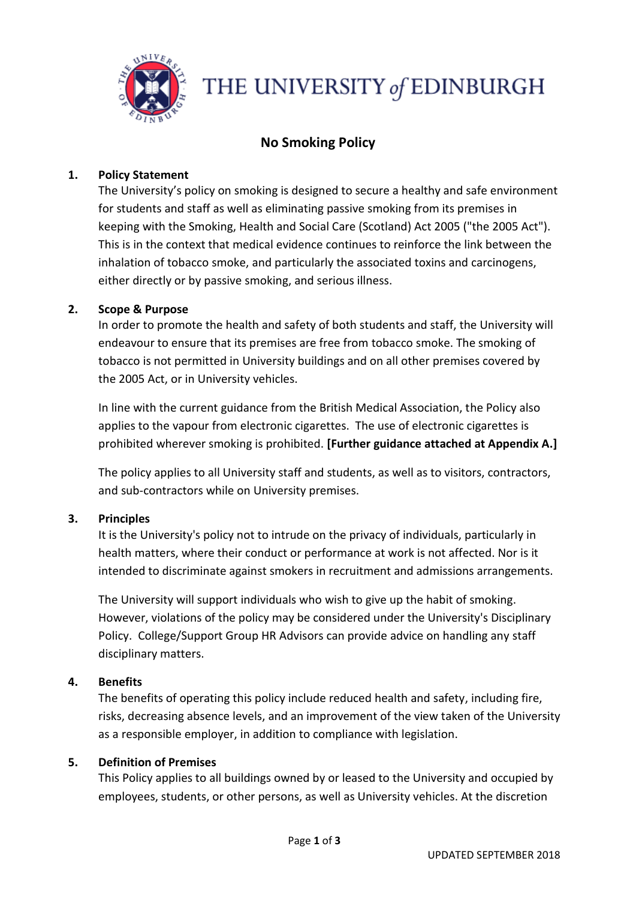THE UNIVERSITY of EDINBURGH

# No Smoking Policy

## 1. Policy Statement

The University's policy on smoking is designed to secure a healthy and safe environment for students and staff as well as eliminating passive smoking from its premises in keeping with the Smoking, Health and Social Care (Scotland) Act 2005 ("the 2005 Act"). This is in the context that medical evidence continues to reinforce the link between the inhalation of tobacco smoke, and particularly the associated toxins and carcinogens, either directly or by passive smoking, and serious illness.

## 2. Scope & Purpose

In order to promote the health and safety of both students and staff, the University will endeavour to ensure that its premises are free from tobacco smoke. The smoking of tobacco is not permitted in University buildings and on all other premises covered by the 2005 Act, or in University vehicles.

In line with the current guidance from the British Medical Association, the Policy also applies to the vapour from electronic cigarettes. The use of electronic cigarettes is prohibited wherever smoking is prohibited. **[Further guidance attached at Appendix A.]**

The policy applies to all University staff and students, as well as to visitors, contractors, and sub-contractors while on University premises.

## 3. Principles

It is the University's policy not to intrude on the privacy of individuals, particularly in health matters, where their conduct or performance at work is not affected. Nor is it intended to discriminate against smokers in recruitment and admissions arrangements.

The University will support individuals who wish to give up the habit of smoking. However, violations of the policy may be considered under the University's Disciplinary Policy. College/Support Group HR Advisors can provide advice on handling any staff disciplinary matters.

## 4. Benefits

The benefits of operating this policy include reduced health and safety, including fire, risks, decreasing absence levels, and an improvement of the view taken of the University as a responsible employer, in addition to compliance with legislation.

## 5. Definition of Premises

This Policy applies to all buildings owned by or leased to the University and occupied by employees, students, or other persons, as well as University vehicles. At the discretion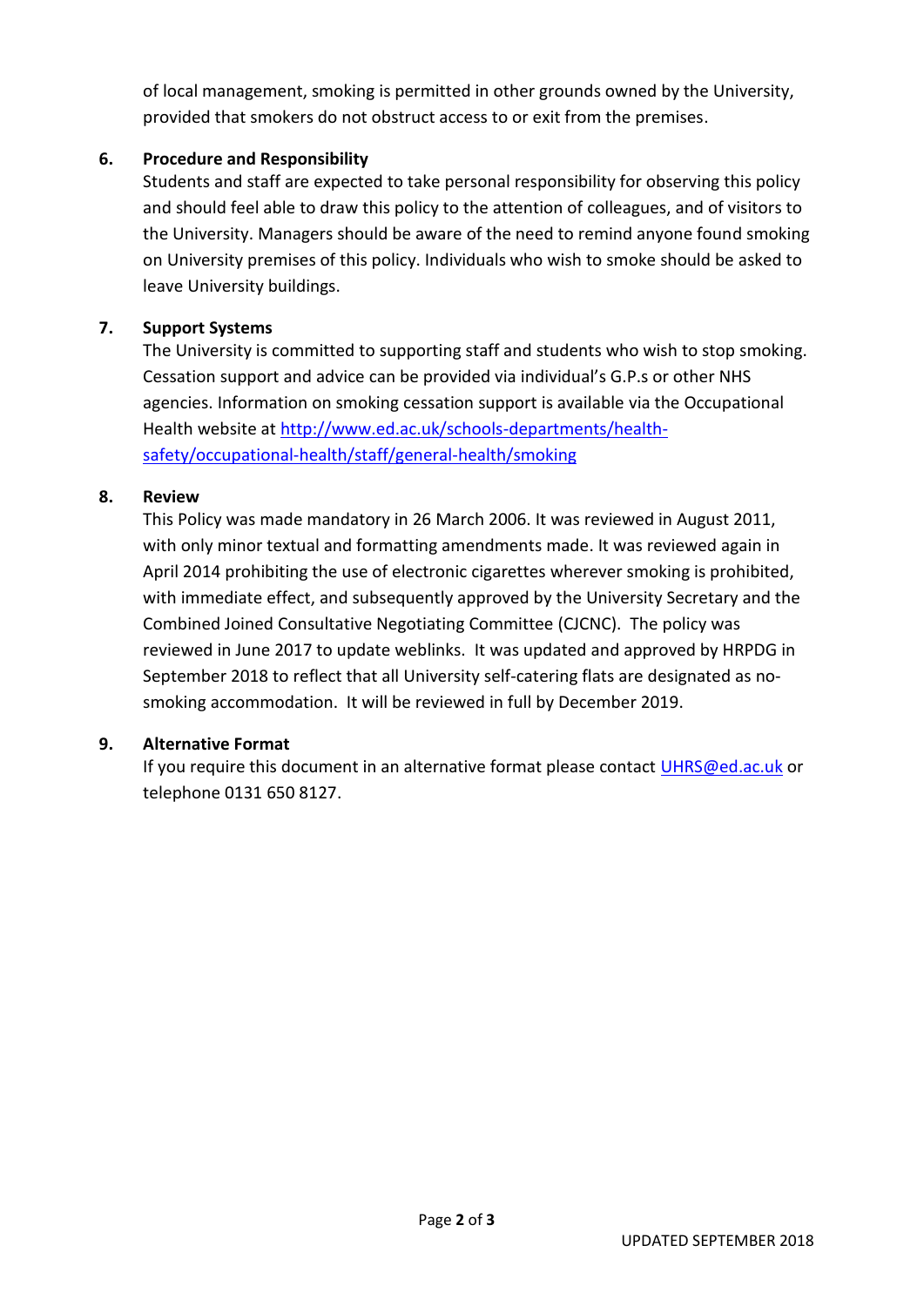of local management, smoking is permitted in other grounds owned by the University, provided that smokers do not obstruct access to or exit from the premises.

## 6. Procedure and Responsibility

Students and staff are expected to take personal responsibility for observing this policy and should feel able to draw this policy to the attention of colleagues, and of visitors to the University. Managers should be aware of the need to remind anyone found smoking on University premises of this policy. Individuals who wish to smoke should be asked to leave University buildings.

## 7. Support Systems

The University is committed to supporting staff and students who wish to stop smoking. Cessation support and advice can be provided via individual's G.P.s or other NHS agencies. Information on smoking cessation support is available via the Occupational Health website at [http://www.ed.ac.uk/schools-departments/health-safety/occupational-health/staff/general-health/smoking](http://www.ed.ac.uk/schools-departments/health-safety/occupational-health/staff/general-health/smoking)

## 8. Review

This Policy was made mandatory in 26 March 2006. It was reviewed in August 2011, with only minor textual and formatting amendments made. It was reviewed again in April 2014 prohibiting the use of electronic cigarettes wherever smoking is prohibited, with immediate effect, and subsequently approved by the University Secretary and the Combined Joined Consultative Negotiating Committee (CJCNC). The policy was reviewed in June 2017 to update weblinks. It was updated and approved by HRPDG in September 2018 to reflect that all University self-catering flats are designated as no-smoking accommodation. It will be reviewed in full by December 2019.

## 9. Alternative Format

If you require this document in an alternative format please contact [UHRS@ed.ac.uk](mailto:UHRS@ed.ac.uk) or telephone 0131 650 8127.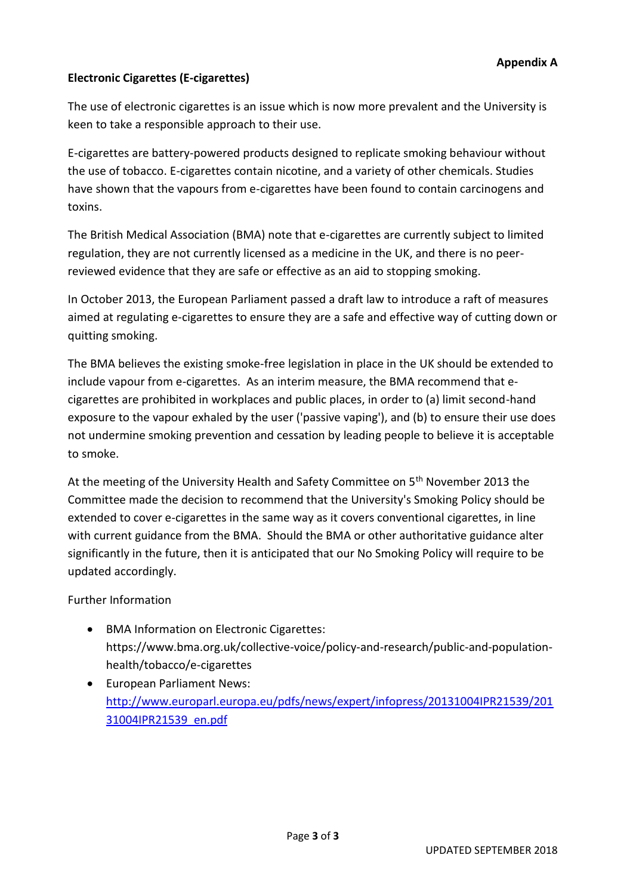**Appendix A**

**Electronic Cigarettes (E-cigarettes)**

The use of electronic cigarettes is an issue which is now more prevalent and the University is keen to take a responsible approach to their use.

E-cigarettes are battery-powered products designed to replicate smoking behaviour without the use of tobacco. E-cigarettes contain nicotine, and a variety of other chemicals. Studies have shown that the vapours from e-cigarettes have been found to contain carcinogens and toxins.

The British Medical Association (BMA) note that e-cigarettes are currently subject to limited regulation, they are not currently licensed as a medicine in the UK, and there is no peer-reviewed evidence that they are safe or effective as an aid to stopping smoking.

In October 2013, the European Parliament passed a draft law to introduce a raft of measures aimed at regulating e-cigarettes to ensure they are a safe and effective way of cutting down or quitting smoking.

The BMA believes the existing smoke-free legislation in place in the UK should be extended to include vapour from e-cigarettes. As an interim measure, the BMA recommend that e-cigarettes are prohibited in workplaces and public places, in order to (a) limit second-hand exposure to the vapour exhaled by the user ('passive vaping'), and (b) to ensure their use does not undermine smoking prevention and cessation by leading people to believe it is acceptable to smoke.

At the meeting of the University Health and Safety Committee on 5th November 2013 the Committee made the decision to recommend that the University's Smoking Policy should be extended to cover e-cigarettes in the same way as it covers conventional cigarettes, in line with current guidance from the BMA. Should the BMA or other authoritative guidance alter significantly in the future, then it is anticipated that our No Smoking Policy will require to be updated accordingly.

Further Information

- BMA Information on Electronic Cigarettes: https://www.bma.org.uk/collective-voice/policy-and-research/public-and-population-health/tobacco/e-cigarettes
- European Parliament News: http://www.europarl.europa.eu/pdfs/news/expert/infopress/20131004IPR21539/20131004IPR21539_en.pdf

UPDATED SEPTEMBER 2018